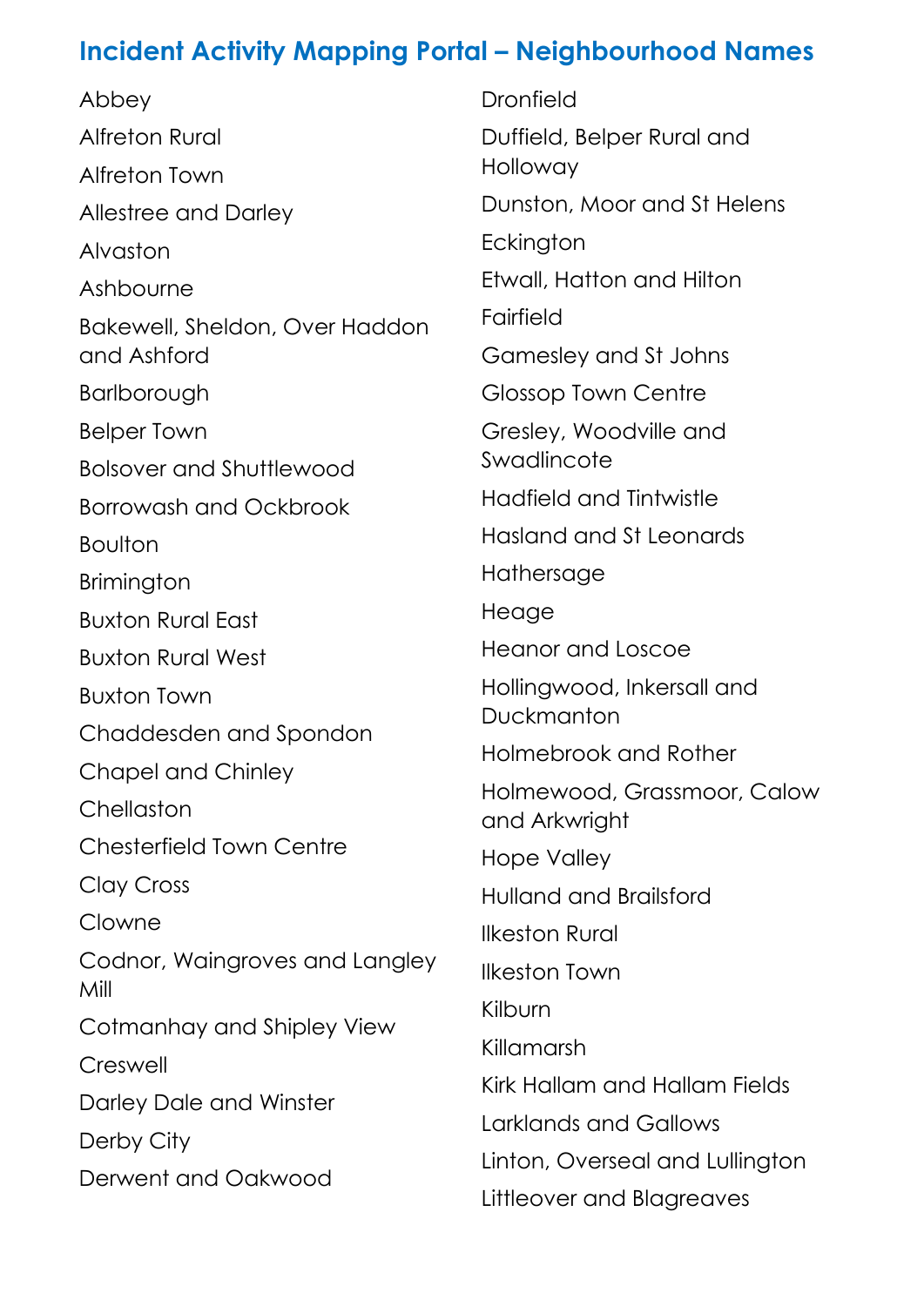## Incident Activity Mapping Portal – Neighbourhood Names

Abbey

Alfreton Rural

Alfreton Town

Allestree and Darley

Alvaston

Ashbourne

Bakewell, Sheldon, Over Haddon and Ashford

Barlborough

Belper Town

Bolsover and Shuttlewood

Borrowash and Ockbrook

Boulton

Brimington

Buxton Rural East

Buxton Rural West

Buxton Town

Chaddesden and Spondon

Chapel and Chinley

Chellaston

Chesterfield Town Centre

Clay Cross

Clowne

Codnor, Waingroves and Langley Mill

Cotmanhay and Shipley View

Creswell

Darley Dale and Winster

Derby City

Derwent and Oakwood

Dronfield

Duffield, Belper Rural and Holloway

Dunston, Moor and St Helens

Eckington

Etwall, Hatton and Hilton

Fairfield

Gamesley and St Johns

Glossop Town Centre

Gresley, Woodville and Swadlincote

Hadfield and Tintwistle

Hasland and St Leonards

Hathersage

Heage

Heanor and Loscoe

Hollingwood, Inkersall and Duckmanton

Holmebrook and Rother

Holmewood, Grassmoor, Calow and Arkwright

Hope Valley

Hulland and Brailsford

Ilkeston Rural

Ilkeston Town

Kilburn

Killamarsh

Kirk Hallam and Hallam Fields

Larklands and Gallows

Linton, Overseal and Lullington

Littleover and Blagreaves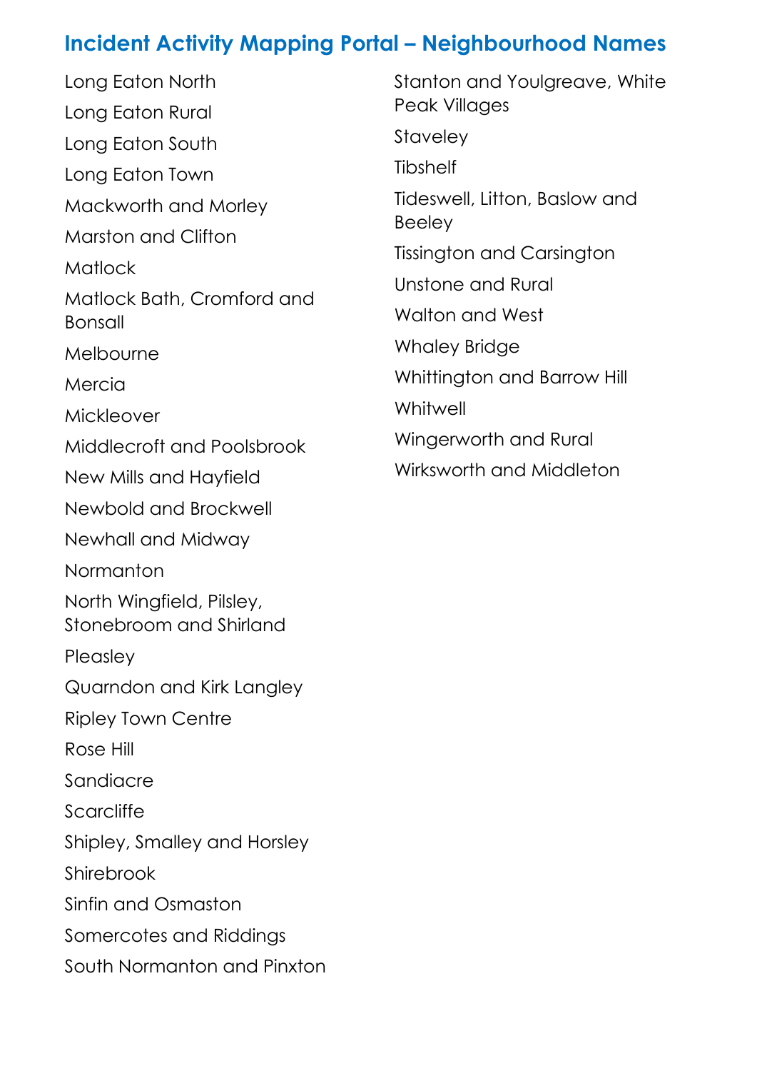## Incident Activity Mapping Portal – Neighbourhood Names

Long Eaton North

Long Eaton Rural

Long Eaton South

Long Eaton Town

Mackworth and Morley

Marston and Clifton

Matlock

Matlock Bath, Cromford and Bonsall

Melbourne

Mercia

Mickleover

Middlecroft and Poolsbrook

New Mills and Hayfield

Newbold and Brockwell

Newhall and Midway

Normanton

North Wingfield, Pilsley, Stonebroom and Shirland

Pleasley

Quarndon and Kirk Langley

Ripley Town Centre

Rose Hill

Sandiacre

Scarcliffe

Shipley, Smalley and Horsley

Shirebrook

Sinfin and Osmaston

Somercotes and Riddings

South Normanton and Pinxton

Stanton and Youlgreave, White Peak Villages

Staveley

Tibshelf

Tideswell, Litton, Baslow and Beeley

Tissington and Carsington

Unstone and Rural

Walton and West

Whaley Bridge

Whittington and Barrow Hill

Whitwell

Wingerworth and Rural

Wirksworth and Middleton